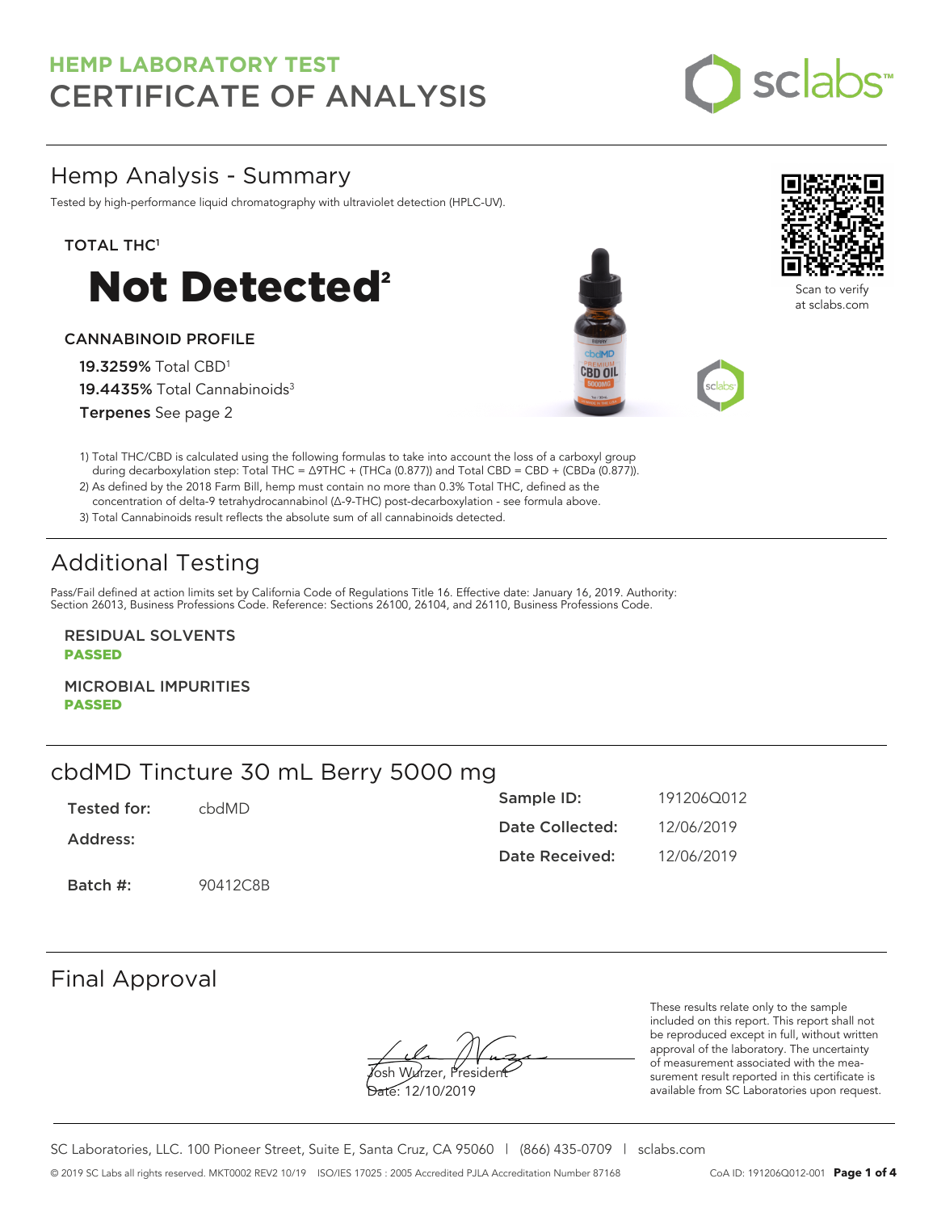# HEMP LABORATORY TEST
# CERTIFICATE OF ANALYSIS

sclabs™

## Hemp Analysis - Summary

Tested by high-performance liquid chromatography with ultraviolet detection (HPLC-UV).

Scan to verify at sclabs.com

**TOTAL THC**[1]

# Not Detected[2]

**CANNABINOID PROFILE**

**19.3259%** Total CBD[1]

**19.4435%** Total Cannabinoids[3]

**Terpenes** See page 2

1) Total THC/CBD is calculated using the following formulas to take into account the loss of a carboxyl group during decarboxylation step: Total THC = Δ9THC + (THCa (0.877)) and Total CBD = CBD + (CBDa (0.877)).
2) As defined by the 2018 Farm Bill, hemp must contain no more than 0.3% Total THC, defined as the concentration of delta-9 tetrahydrocannabinol (Δ-9-THC) post-decarboxylation - see formula above.
3) Total Cannabinoids result reflects the absolute sum of all cannabinoids detected.

## Additional Testing

Pass/Fail defined at action limits set by California Code of Regulations Title 16. Effective date: January 16, 2019. Authority: Section 26013, Business Professions Code. Reference: Sections 26100, 26104, and 26110, Business Professions Code.

**RESIDUAL SOLVENTS**
**PASSED**

**MICROBIAL IMPURITIES**
**PASSED**

## cbdMD Tincture 30 mL Berry 5000 mg

| | | | |
|---|---|---|---|
| **Tested for:** | cbdMD | **Sample ID:** | 191206Q012 |
| **Address:** | | **Date Collected:** | 12/06/2019 |
| | | **Date Received:** | 12/06/2019 |
| **Batch #:** | 90412C8B | | |

## Final Approval

Josh Wurzer, President
Date: 12/10/2019

These results relate only to the sample included on this report. This report shall not be reproduced except in full, without written approval of the laboratory. The uncertainty of measurement associated with the measurement result reported in this certificate is available from SC Laboratories upon request.

SC Laboratories, LLC. 100 Pioneer Street, Suite E, Santa Cruz, CA 95060 | (866) 435-0709 | sclabs.com

© 2019 SC Labs all rights reserved. MKT0002 REV2 10/19 ISO/IES 17025 : 2005 Accredited PJLA Accreditation Number 87168 CoA ID: 191206Q012-001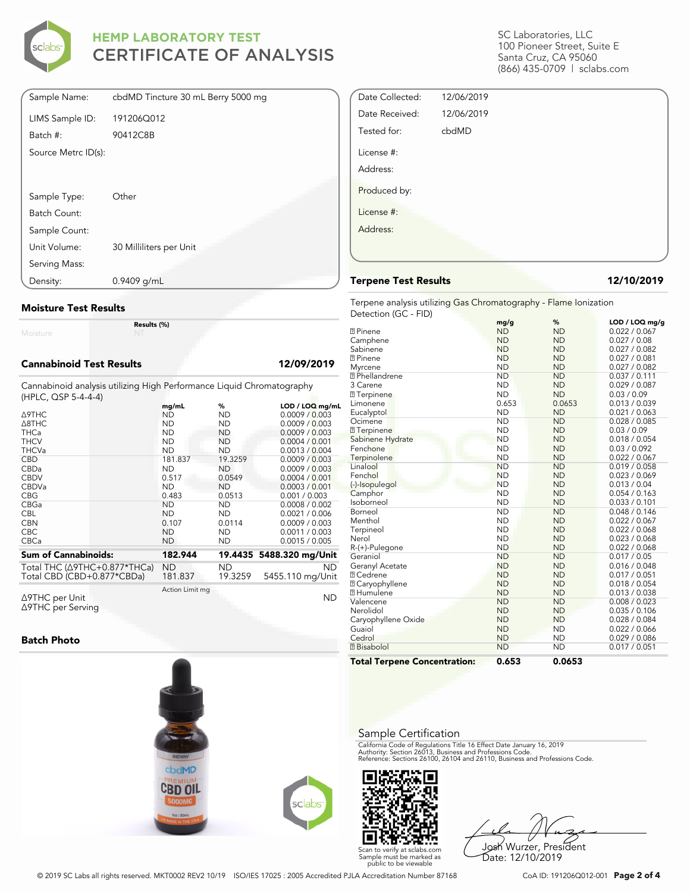# HEMP LABORATORY TEST
# CERTIFICATE OF ANALYSIS

SC Laboratories, LLC
100 Pioneer Street, Suite E
Santa Cruz, CA 95060
(866) 435-0709 | sclabs.com

| | |
|---|---|
| Sample Name: | cbdMD Tincture 30 mL Berry 5000 mg |
| LIMS Sample ID: | 191206Q012 |
| Batch #: | 90412C8B |
| Source Metrc ID(s): | |
| Sample Type: | Other |
| Batch Count: | |
| Sample Count: | |
| Unit Volume: | 30 Milliliters per Unit |
| Serving Mass: | |
| Density: | 0.9409 g/mL |

| | |
|---|---|
| Date Collected: | 12/06/2019 |
| Date Received: | 12/06/2019 |
| Tested for: | cbdMD |
| License #: | |
| Address: | |
| Produced by: | |
| License #: | |
| Address: | |

## Moisture Test Results

| | Results (%) |
|---|---|
| Moisture | NT |

## Cannabinoid Test Results — 12/09/2019

Cannabinoid analysis utilizing High Performance Liquid Chromatography (HPLC, QSP 5-4-4-4)

| | mg/mL | % | LOD / LOQ mg/mL |
|---|---|---|---|
| Δ9THC | ND | ND | 0.0009 / 0.003 |
| Δ8THC | ND | ND | 0.0009 / 0.003 |
| THCa | ND | ND | 0.0009 / 0.003 |
| THCV | ND | ND | 0.0004 / 0.001 |
| THCVa | ND | ND | 0.0013 / 0.004 |
| CBD | 181.837 | 19.3259 | 0.0009 / 0.003 |
| CBDa | ND | ND | 0.0009 / 0.003 |
| CBDV | 0.517 | 0.0549 | 0.0004 / 0.001 |
| CBDVa | ND | ND | 0.0003 / 0.001 |
| CBG | 0.483 | 0.0513 | 0.001 / 0.003 |
| CBGa | ND | ND | 0.0008 / 0.002 |
| CBL | ND | ND | 0.0021 / 0.006 |
| CBN | 0.107 | 0.0114 | 0.0009 / 0.003 |
| CBC | ND | ND | 0.0011 / 0.003 |
| CBCa | ND | ND | 0.0015 / 0.005 |
| **Sum of Cannabinoids:** | **182.944** | **19.4435** | **5488.320 mg/Unit** |
| Total THC (Δ9THC+0.877*THCa) | ND | ND | ND |
| Total CBD (CBD+0.877*CBDa) | 181.837 | 19.3259 | 5455.110 mg/Unit |

| | Action Limit mg | |
|---|---|---|
| Δ9THC per Unit | | ND |
| Δ9THC per Serving | | |

## Batch Photo

## Terpene Test Results — 12/10/2019

Terpene analysis utilizing Gas Chromatography - Flame Ionization Detection (GC - FID)

| | mg/g | % | LOD / LOQ mg/g |
|---|---|---|---|
| ? Pinene | ND | ND | 0.022 / 0.067 |
| Camphene | ND | ND | 0.027 / 0.08 |
| Sabinene | ND | ND | 0.027 / 0.082 |
| ? Pinene | ND | ND | 0.027 / 0.081 |
| Myrcene | ND | ND | 0.027 / 0.082 |
| ? Phellandrene | ND | ND | 0.037 / 0.111 |
| 3 Carene | ND | ND | 0.029 / 0.087 |
| ? Terpinene | ND | ND | 0.03 / 0.09 |
| Limonene | 0.653 | 0.0653 | 0.013 / 0.039 |
| Eucalyptol | ND | ND | 0.021 / 0.063 |
| Ocimene | ND | ND | 0.028 / 0.085 |
| ? Terpinene | ND | ND | 0.03 / 0.09 |
| Sabinene Hydrate | ND | ND | 0.018 / 0.054 |
| Fenchone | ND | ND | 0.03 / 0.092 |
| Terpinolene | ND | ND | 0.022 / 0.067 |
| Linalool | ND | ND | 0.019 / 0.058 |
| Fenchol | ND | ND | 0.023 / 0.069 |
| (-)-Isopulegol | ND | ND | 0.013 / 0.04 |
| Camphor | ND | ND | 0.054 / 0.163 |
| Isoborneol | ND | ND | 0.033 / 0.101 |
| Borneol | ND | ND | 0.048 / 0.146 |
| Menthol | ND | ND | 0.022 / 0.067 |
| Terpineol | ND | ND | 0.022 / 0.068 |
| Nerol | ND | ND | 0.023 / 0.068 |
| R-(+)-Pulegone | ND | ND | 0.022 / 0.068 |
| Geraniol | ND | ND | 0.017 / 0.05 |
| Geranyl Acetate | ND | ND | 0.016 / 0.048 |
| ? Cedrene | ND | ND | 0.017 / 0.051 |
| ? Caryophyllene | ND | ND | 0.018 / 0.054 |
| ? Humulene | ND | ND | 0.013 / 0.038 |
| Valencene | ND | ND | 0.008 / 0.023 |
| Nerolidol | ND | ND | 0.035 / 0.106 |
| Caryophyllene Oxide | ND | ND | 0.028 / 0.084 |
| Guaiol | ND | ND | 0.022 / 0.066 |
| Cedrol | ND | ND | 0.029 / 0.086 |
| ? Bisabolol | ND | ND | 0.017 / 0.051 |
| **Total Terpene Concentration:** | **0.653** | **0.0653** | |

## Sample Certification

California Code of Regulations Title 16 Effect Date January 16, 2019
Authority: Section 26013, Business and Professions Code.
Reference: Sections 26100, 26104 and 26110, Business and Professions Code.

Scan to verify at sclabs.com
Sample must be marked as public to be viewable

Josh Wurzer, President
Date: 12/10/2019

© 2019 SC Labs all rights reserved. MKT0002 REV2 10/19 ISO/IES 17025 : 2005 Accredited PJLA Accreditation Number 87168 CoA ID: 191206Q012-001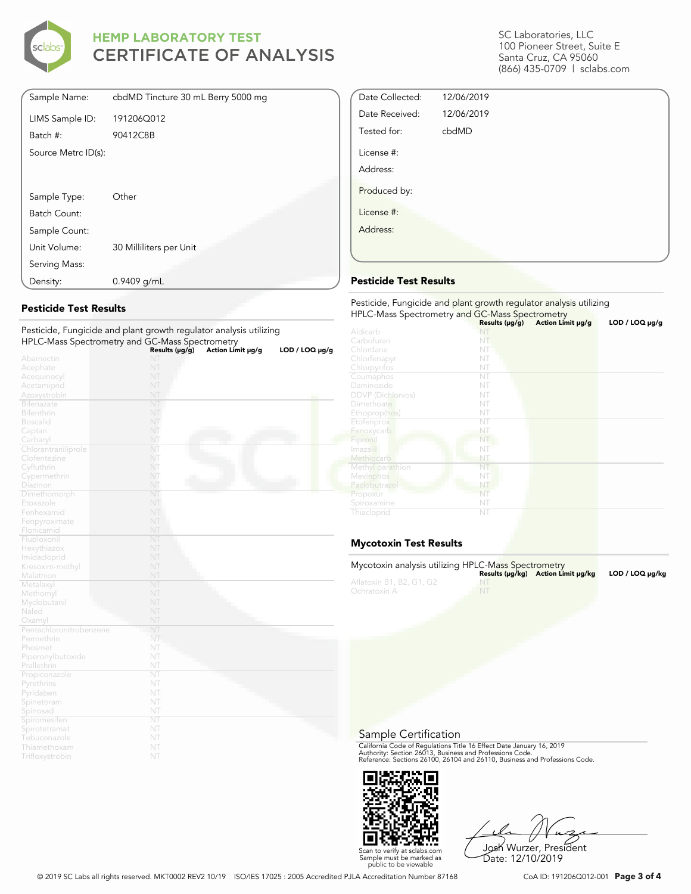# HEMP LABORATORY TEST
# CERTIFICATE OF ANALYSIS

SC Laboratories, LLC
100 Pioneer Street, Suite E
Santa Cruz, CA 95060
(866) 435-0709 | sclabs.com

| | |
|---|---|
| Sample Name: | cbdMD Tincture 30 mL Berry 5000 mg |
| LIMS Sample ID: | 191206Q012 |
| Batch #: | 90412C8B |
| Source Metrc ID(s): | |
| Sample Type: | Other |
| Batch Count: | |
| Sample Count: | |
| Unit Volume: | 30 Milliliters per Unit |
| Serving Mass: | |
| Density: | 0.9409 g/mL |

| | |
|---|---|
| Date Collected: | 12/06/2019 |
| Date Received: | 12/06/2019 |
| Tested for: | cbdMD |
| License #: | |
| Address: | |
| Produced by: | |
| License #: | |
| Address: | |

## Pesticide Test Results

Pesticide, Fungicide and plant growth regulator analysis utilizing HPLC-Mass Spectrometry and GC-Mass Spectrometry

| | Results (μg/g) | Action Limit μg/g | LOD / LOQ μg/g |
|---|---|---|---|
| Abamectin | NT | | |
| Acephate | NT | | |
| Acequinocyl | NT | | |
| Acetamiprid | NT | | |
| Azoxystrobin | NT | | |
| Bifenazate | NT | | |
| Bifenthrin | NT | | |
| Boscalid | NT | | |
| Captan | NT | | |
| Carbaryl | NT | | |
| Chlorantraniliprole | NT | | |
| Clofentezine | NT | | |
| Cyfluthrin | NT | | |
| Cypermethrin | NT | | |
| Diazinon | NT | | |
| Dimethomorph | NT | | |
| Etoxazole | NT | | |
| Fenhexamid | NT | | |
| Fenpyroximate | NT | | |
| Flonicamid | NT | | |
| Fludioxonil | NT | | |
| Hexythiazox | NT | | |
| Imidacloprid | NT | | |
| Kresoxim-methyl | NT | | |
| Malathion | NT | | |
| Metalaxyl | NT | | |
| Methomyl | NT | | |
| Myclobutanil | NT | | |
| Naled | NT | | |
| Oxamyl | NT | | |
| Pentachloronitrobenzene | NT | | |
| Permethrin | NT | | |
| Phosmet | NT | | |
| Piperonylbutoxide | NT | | |
| Prallethrin | NT | | |
| Propiconazole | NT | | |
| Pyrethrins | NT | | |
| Pyridaben | NT | | |
| Spinetoram | NT | | |
| Spinosad | NT | | |
| Spiromesifen | NT | | |
| Spirotetramat | NT | | |
| Tebuconazole | NT | | |
| Thiamethoxam | NT | | |
| Trifloxystrobin | NT | | |

## Pesticide Test Results

Pesticide, Fungicide and plant growth regulator analysis utilizing HPLC-Mass Spectrometry and GC-Mass Spectrometry

| | Results (μg/g) | Action Limit μg/g | LOD / LOQ μg/g |
|---|---|---|---|
| Aldicarb | NT | | |
| Carbofuran | NT | | |
| Chlordane | NT | | |
| Chlorfenapyr | NT | | |
| Chlorpyrifos | NT | | |
| Coumaphos | NT | | |
| Daminozide | NT | | |
| DDVP (Dichlorvos) | NT | | |
| Dimethoate | NT | | |
| Ethoprop(hos) | NT | | |
| Etofenprox | NT | | |
| Fenoxycarb | NT | | |
| Fipronil | NT | | |
| Imazalil | NT | | |
| Methiocarb | NT | | |
| Methyl parathion | NT | | |
| Mevinphos | NT | | |
| Paclobutrazol | NT | | |
| Propoxur | NT | | |
| Spiroxamine | NT | | |
| Thiacloprid | NT | | |

## Mycotoxin Test Results

Mycotoxin analysis utilizing HPLC-Mass Spectrometry

| | Results (μg/kg) | Action Limit μg/kg | LOD / LOQ μg/kg |
|---|---|---|---|
| Aflatoxin B1, B2, G1, G2 | NT | | |
| Ochratoxin A | NT | | |

## Sample Certification

California Code of Regulations Title 16 Effect Date January 16, 2019
Authority: Section 26013, Business and Professions Code.
Reference: Sections 26100, 26104 and 26110, Business and Professions Code.

Scan to verify at sclabs.com
Sample must be marked as public to be viewable

Josh Wurzer, President
Date: 12/10/2019

© 2019 SC Labs all rights reserved. MKT0002 REV2 10/19 ISO/IES 17025 : 2005 Accredited PJLA Accreditation Number 87168 CoA ID: 191206Q012-001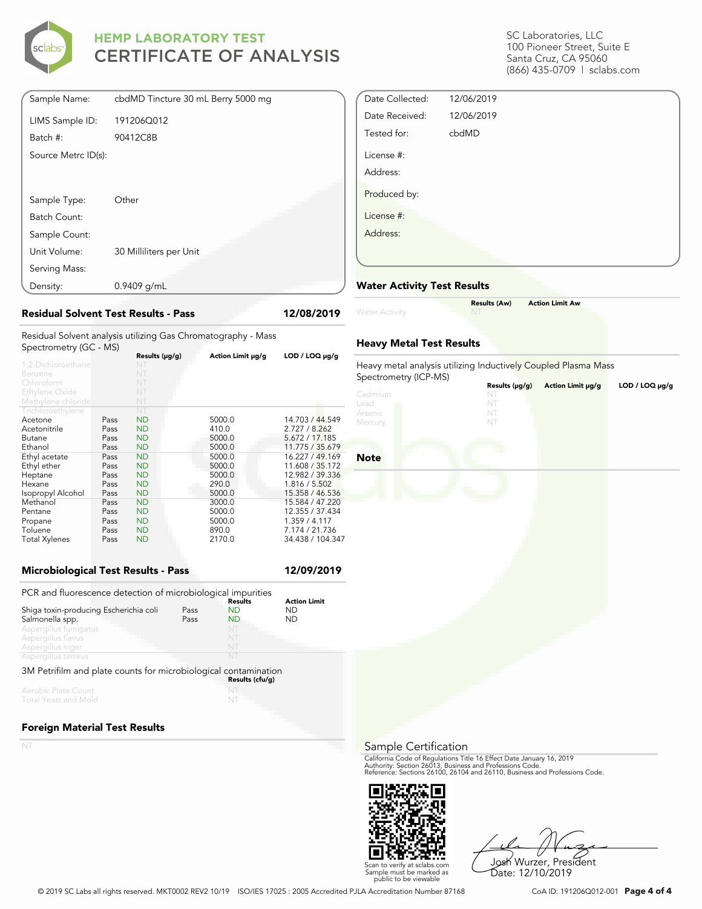# HEMP LABORATORY TEST
# CERTIFICATE OF ANALYSIS

SC Laboratories, LLC
100 Pioneer Street, Suite E
Santa Cruz, CA 95060
(866) 435-0709 | sclabs.com

| | |
|---|---|
| Sample Name: | cbdMD Tincture 30 mL Berry 5000 mg |
| LIMS Sample ID: | 191206Q012 |
| Batch #: | 90412C8B |
| Source Metrc ID(s): | |
| Sample Type: | Other |
| Batch Count: | |
| Sample Count: | |
| Unit Volume: | 30 Milliliters per Unit |
| Serving Mass: | |
| Density: | 0.9409 g/mL |

| | |
|---|---|
| Date Collected: | 12/06/2019 |
| Date Received: | 12/06/2019 |
| Tested for: | cbdMD |
| License #: | |
| Address: | |
| Produced by: | |
| License #: | |
| Address: | |

## Residual Solvent Test Results - Pass

12/08/2019

Residual Solvent analysis utilizing Gas Chromatography - Mass Spectrometry (GC - MS)

| | | Results (µg/g) | Action Limit µg/g | LOD / LOQ µg/g |
|---|---|---|---|---|
| 1,2-Dichloroethane | | NT | | |
| Benzene | | NT | | |
| Chloroform | | NT | | |
| Ethylene Oxide | | NT | | |
| Methylene chloride | | NT | | |
| Trichloroethylene | | NT | | |
| Acetone | Pass | ND | 5000.0 | 14.703 / 44.549 |
| Acetonitrile | Pass | ND | 410.0 | 2.727 / 8.262 |
| Butane | Pass | ND | 5000.0 | 5.672 / 17.185 |
| Ethanol | Pass | ND | 5000.0 | 11.775 / 35.679 |
| Ethyl acetate | Pass | ND | 5000.0 | 16.227 / 49.169 |
| Ethyl ether | Pass | ND | 5000.0 | 11.608 / 35.172 |
| Heptane | Pass | ND | 5000.0 | 12.982 / 39.336 |
| Hexane | Pass | ND | 290.0 | 1.816 / 5.502 |
| Isopropyl Alcohol | Pass | ND | 5000.0 | 15.358 / 46.536 |
| Methanol | Pass | ND | 3000.0 | 15.584 / 47.220 |
| Pentane | Pass | ND | 5000.0 | 12.355 / 37.434 |
| Propane | Pass | ND | 5000.0 | 1.359 / 4.117 |
| Toluene | Pass | ND | 890.0 | 7.174 / 21.736 |
| Total Xylenes | Pass | ND | 2170.0 | 34.438 / 104.347 |

## Microbiological Test Results - Pass

12/09/2019

PCR and fluorescence detection of microbiological impurities

| | | Results | Action Limit |
|---|---|---|---|
| Shiga toxin-producing Escherichia coli | Pass | ND | ND |
| Salmonella spp. | Pass | ND | ND |
| Aspergillus fumigatus | | NT | |
| Aspergillus flavus | | NT | |
| Aspergillus niger | | NT | |
| Aspergillus terreus | | NT | |

3M Petrifilm and plate counts for microbiological contamination

| | Results (cfu/g) |
|---|---|
| Aerobic Plate Count | NT |
| Total Yeast and Mold | NT |

## Foreign Material Test Results

NT

## Water Activity Test Results

| | Results (Aw) | Action Limit Aw |
|---|---|---|
| Water Activity | NT | |

## Heavy Metal Test Results

Heavy metal analysis utilizing Inductively Coupled Plasma Mass Spectrometry (ICP-MS)

| | Results (µg/g) | Action Limit µg/g | LOD / LOQ µg/g |
|---|---|---|---|
| Cadmium | NT | | |
| Lead | NT | | |
| Arsenic | NT | | |
| Mercury | NT | | |

## Note

## Sample Certification

California Code of Regulations Title 16 Effect Date January 16, 2019
Authority: Section 26013, Business and Professions Code.
Reference: Sections 26100, 26104 and 26110, Business and Professions Code.

Scan to verify at sclabs.com
Sample must be marked as public to be viewable

Josh Wurzer, President
Date: 12/10/2019

© 2019 SC Labs all rights reserved. MKT0002 REV2 10/19 ISO/IES 17025 : 2005 Accredited PJLA Accreditation Number 87168

CoA ID: 191206Q012-001